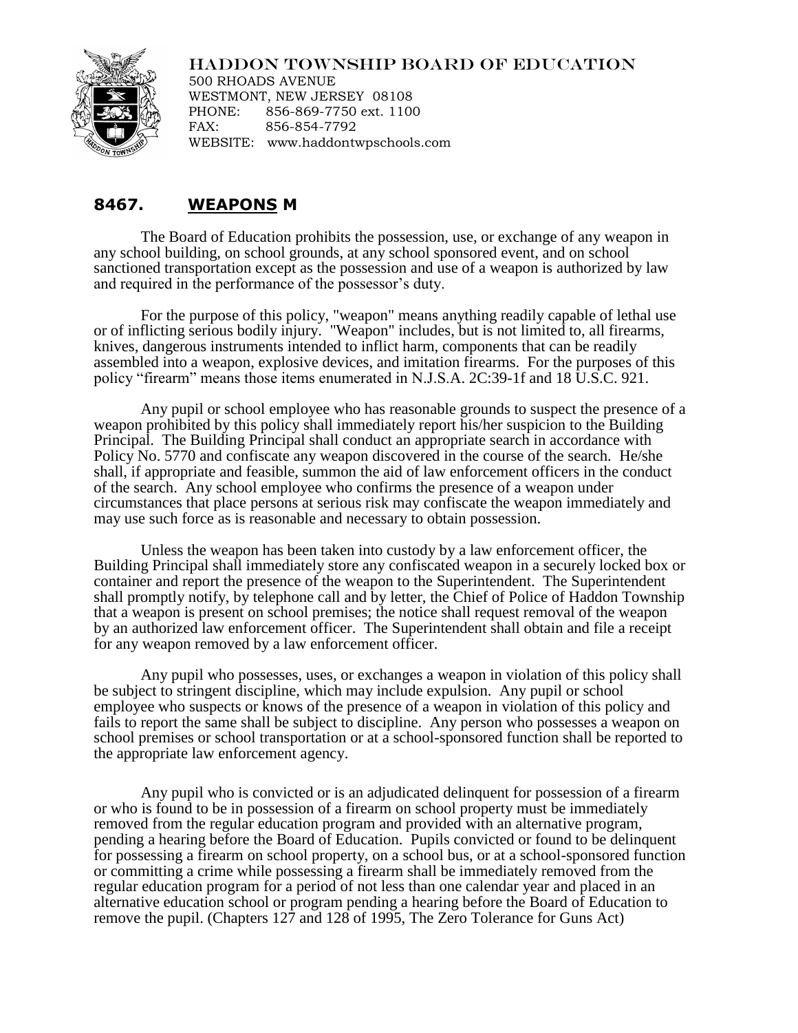# HADDON TOWNSHIP BOARD OF EDUCATION

500 RHOADS AVENUE
WESTMONT, NEW JERSEY 08108
PHONE: 856-869-7750 ext. 1100
FAX: 856-854-7792
WEBSITE: www.haddontwpschools.com

## 8467. WEAPONS M

The Board of Education prohibits the possession, use, or exchange of any weapon in any school building, on school grounds, at any school sponsored event, and on school sanctioned transportation except as the possession and use of a weapon is authorized by law and required in the performance of the possessor's duty.

For the purpose of this policy, "weapon" means anything readily capable of lethal use or of inflicting serious bodily injury. "Weapon" includes, but is not limited to, all firearms, knives, dangerous instruments intended to inflict harm, components that can be readily assembled into a weapon, explosive devices, and imitation firearms. For the purposes of this policy "firearm" means those items enumerated in N.J.S.A. 2C:39-1f and 18 U.S.C. 921.

Any pupil or school employee who has reasonable grounds to suspect the presence of a weapon prohibited by this policy shall immediately report his/her suspicion to the Building Principal. The Building Principal shall conduct an appropriate search in accordance with Policy No. 5770 and confiscate any weapon discovered in the course of the search. He/she shall, if appropriate and feasible, summon the aid of law enforcement officers in the conduct of the search. Any school employee who confirms the presence of a weapon under circumstances that place persons at serious risk may confiscate the weapon immediately and may use such force as is reasonable and necessary to obtain possession.

Unless the weapon has been taken into custody by a law enforcement officer, the Building Principal shall immediately store any confiscated weapon in a securely locked box or container and report the presence of the weapon to the Superintendent. The Superintendent shall promptly notify, by telephone call and by letter, the Chief of Police of Haddon Township that a weapon is present on school premises; the notice shall request removal of the weapon by an authorized law enforcement officer. The Superintendent shall obtain and file a receipt for any weapon removed by a law enforcement officer.

Any pupil who possesses, uses, or exchanges a weapon in violation of this policy shall be subject to stringent discipline, which may include expulsion. Any pupil or school employee who suspects or knows of the presence of a weapon in violation of this policy and fails to report the same shall be subject to discipline. Any person who possesses a weapon on school premises or school transportation or at a school-sponsored function shall be reported to the appropriate law enforcement agency.

Any pupil who is convicted or is an adjudicated delinquent for possession of a firearm or who is found to be in possession of a firearm on school property must be immediately removed from the regular education program and provided with an alternative program, pending a hearing before the Board of Education. Pupils convicted or found to be delinquent for possessing a firearm on school property, on a school bus, or at a school-sponsored function or committing a crime while possessing a firearm shall be immediately removed from the regular education program for a period of not less than one calendar year and placed in an alternative education school or program pending a hearing before the Board of Education to remove the pupil. (Chapters 127 and 128 of 1995, The Zero Tolerance for Guns Act)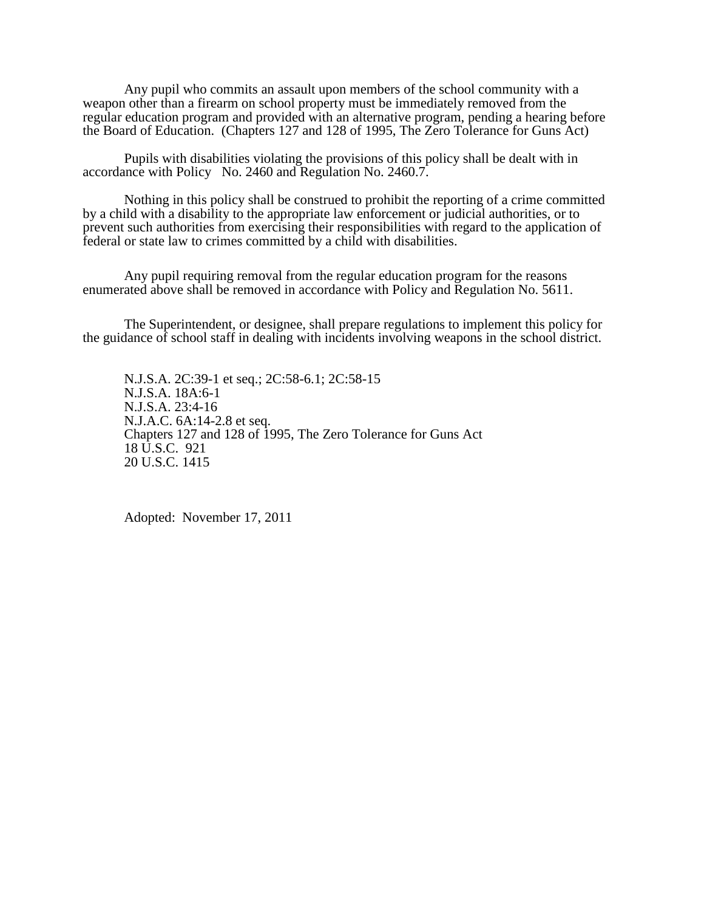Any pupil who commits an assault upon members of the school community with a weapon other than a firearm on school property must be immediately removed from the regular education program and provided with an alternative program, pending a hearing before the Board of Education. (Chapters 127 and 128 of 1995, The Zero Tolerance for Guns Act)

Pupils with disabilities violating the provisions of this policy shall be dealt with in accordance with Policy No. 2460 and Regulation No. 2460.7.

Nothing in this policy shall be construed to prohibit the reporting of a crime committed by a child with a disability to the appropriate law enforcement or judicial authorities, or to prevent such authorities from exercising their responsibilities with regard to the application of federal or state law to crimes committed by a child with disabilities.

Any pupil requiring removal from the regular education program for the reasons enumerated above shall be removed in accordance with Policy and Regulation No. 5611.

The Superintendent, or designee, shall prepare regulations to implement this policy for the guidance of school staff in dealing with incidents involving weapons in the school district.

N.J.S.A. 2C:39-1 et seq.; 2C:58-6.1; 2C:58-15
N.J.S.A. 18A:6-1
N.J.S.A. 23:4-16
N.J.A.C. 6A:14-2.8 et seq.
Chapters 127 and 128 of 1995, The Zero Tolerance for Guns Act
18 U.S.C. 921
20 U.S.C. 1415

Adopted: November 17, 2011